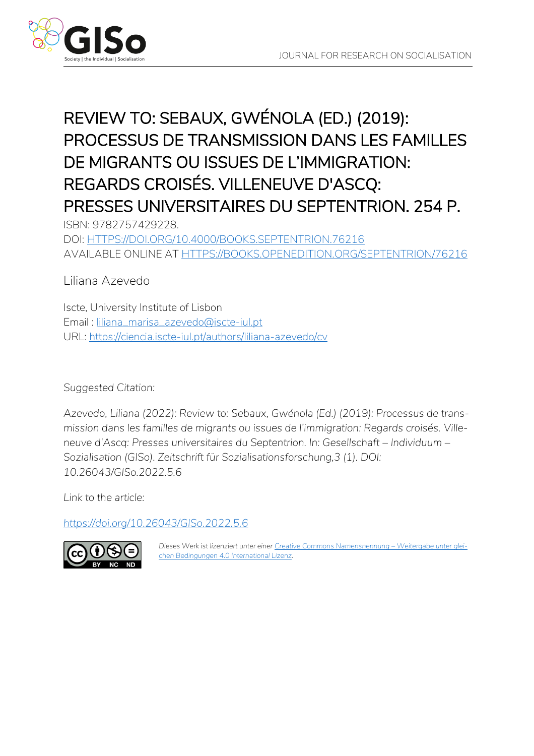# REVIEW TO: SEBAUX, GWÉNOLA (ED.) (2019): PROCESSUS DE TRANSMISSION DANS LES FAMILLES DE MIGRANTS OU ISSUES DE L'IMMIGRATION: REGARDS CROISÉS. VILLENEUVE D'ASCQ: PRESSES UNIVERSITAIRES DU SEPTENTRION. 254 P.

ISBN: 9782757429228.
DOI: HTTPS://DOI.ORG/10.4000/BOOKS.SEPTENTRION.76216
AVAILABLE ONLINE AT HTTPS://BOOKS.OPENEDITION.ORG/SEPTENTRION/76216

Liliana Azevedo

Iscte, University Institute of Lisbon
Email : liliana_marisa_azevedo@iscte-iul.pt
URL: https://ciencia.iscte-iul.pt/authors/liliana-azevedo/cv

*Suggested Citation:*

*Azevedo, Liliana (2022): Review to: Sebaux, Gwénola (Ed.) (2019): Processus de transmission dans les familles de migrants ou issues de l'immigration: Regards croisés. Villeneuve d'Ascq: Presses universitaires du Septentrion. In: Gesellschaft – Individuum – Sozialisation (GISo). Zeitschrift für Sozialisationsforschung,3 (1). DOI: 10.26043/GISo.2022.5.6*

*Link to the article:*

https://doi.org/10.26043/GISo.2022.5.6

*Dieses Werk ist lizenziert unter einer Creative Commons Namensnennung – Weitergabe unter gleichen Bedingungen 4.0 International Lizenz.*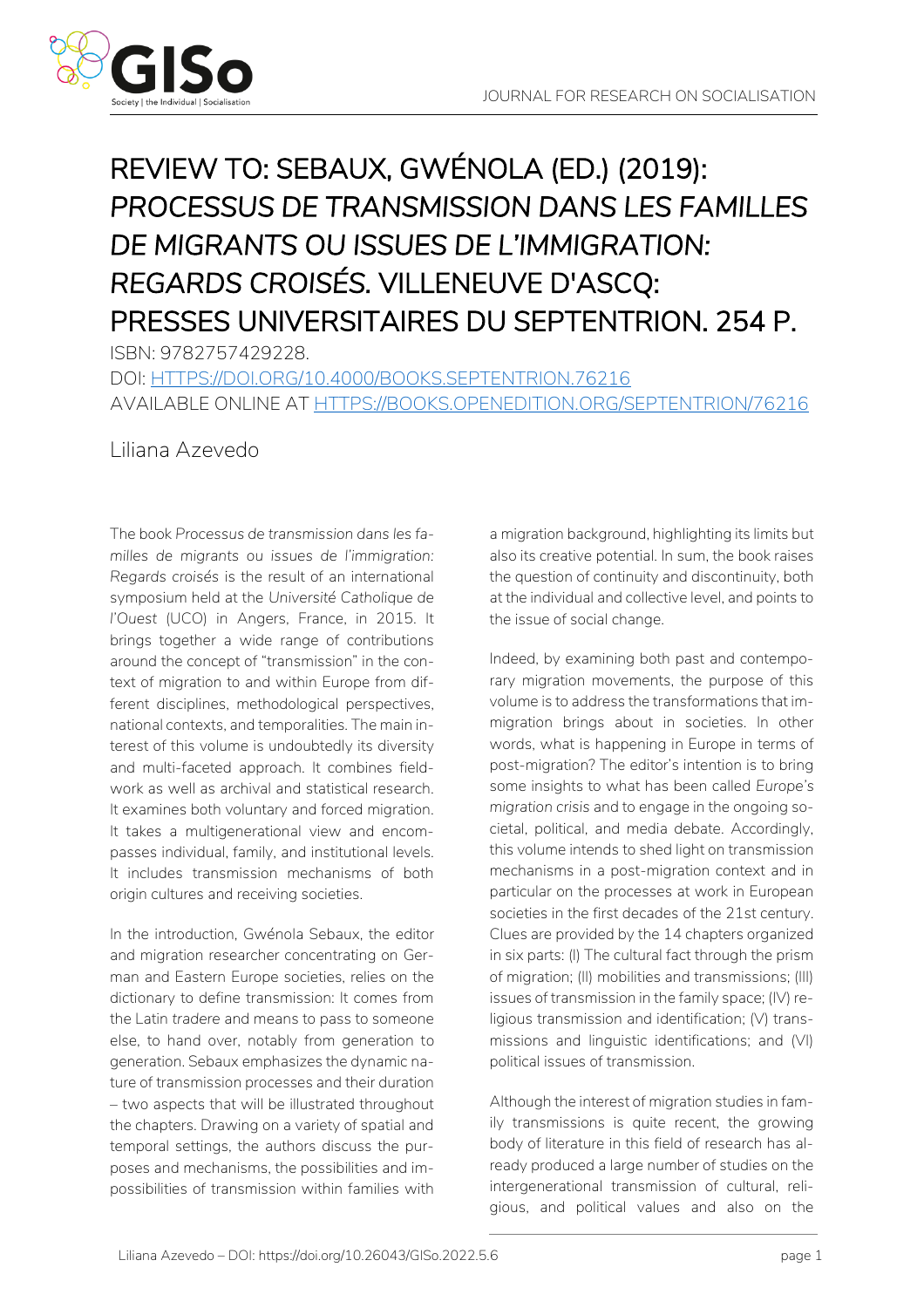# REVIEW TO: SEBAUX, GWÉNOLA (ED.) (2019): *PROCESSUS DE TRANSMISSION DANS LES FAMILLES DE MIGRANTS OU ISSUES DE L'IMMIGRATION: REGARDS CROISÉS*. VILLENEUVE D'ASCQ: PRESSES UNIVERSITAIRES DU SEPTENTRION. 254 P.

ISBN: 9782757429228.
DOI: HTTPS://DOI.ORG/10.4000/BOOKS.SEPTENTRION.76216
AVAILABLE ONLINE AT HTTPS://BOOKS.OPENEDITION.ORG/SEPTENTRION/76216

Liliana Azevedo

The book *Processus de transmission dans les familles de migrants ou issues de l'immigration: Regards croisés* is the result of an international symposium held at the *Université Catholique de l'Ouest* (UCO) in Angers, France, in 2015. It brings together a wide range of contributions around the concept of "transmission" in the context of migration to and within Europe from different disciplines, methodological perspectives, national contexts, and temporalities. The main interest of this volume is undoubtedly its diversity and multi-faceted approach. It combines fieldwork as well as archival and statistical research. It examines both voluntary and forced migration. It takes a multigenerational view and encompasses individual, family, and institutional levels. It includes transmission mechanisms of both origin cultures and receiving societies.

In the introduction, Gwénola Sebaux, the editor and migration researcher concentrating on German and Eastern Europe societies, relies on the dictionary to define transmission: It comes from the Latin *tradere* and means to pass to someone else, to hand over, notably from generation to generation. Sebaux emphasizes the dynamic nature of transmission processes and their duration – two aspects that will be illustrated throughout the chapters. Drawing on a variety of spatial and temporal settings, the authors discuss the purposes and mechanisms, the possibilities and impossibilities of transmission within families with a migration background, highlighting its limits but also its creative potential. In sum, the book raises the question of continuity and discontinuity, both at the individual and collective level, and points to the issue of social change.

Indeed, by examining both past and contemporary migration movements, the purpose of this volume is to address the transformations that immigration brings about in societies. In other words, what is happening in Europe in terms of post-migration? The editor's intention is to bring some insights to what has been called *Europe's migration crisis* and to engage in the ongoing societal, political, and media debate. Accordingly, this volume intends to shed light on transmission mechanisms in a post-migration context and in particular on the processes at work in European societies in the first decades of the 21st century. Clues are provided by the 14 chapters organized in six parts: (I) The cultural fact through the prism of migration; (II) mobilities and transmissions; (III) issues of transmission in the family space; (IV) religious transmission and identification; (V) transmissions and linguistic identifications; and (VI) political issues of transmission.

Although the interest of migration studies in family transmissions is quite recent, the growing body of literature in this field of research has already produced a large number of studies on the intergenerational transmission of cultural, religious, and political values and also on the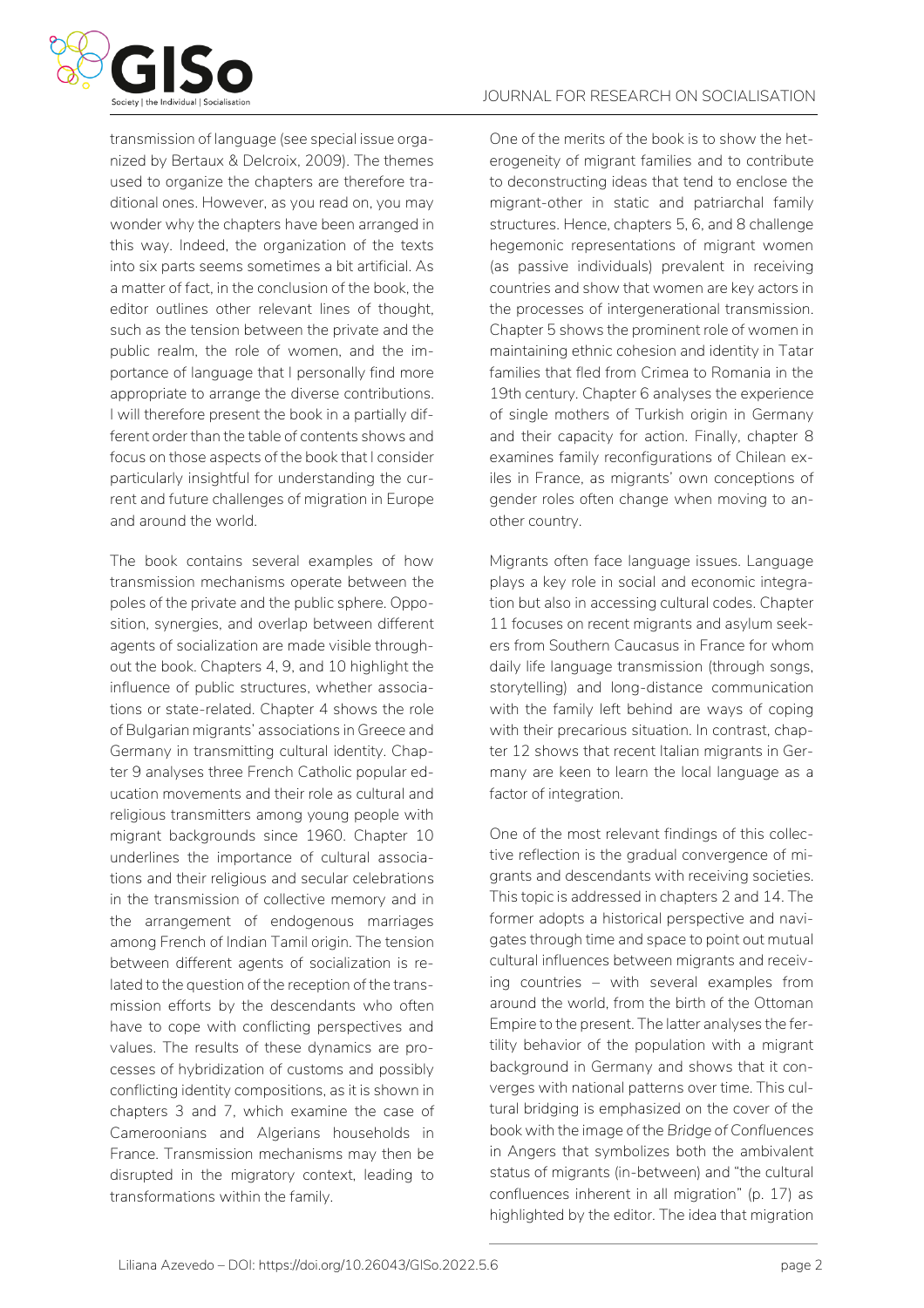transmission of language (see special issue organized by Bertaux & Delcroix, 2009). The themes used to organize the chapters are therefore traditional ones. However, as you read on, you may wonder why the chapters have been arranged in this way. Indeed, the organization of the texts into six parts seems sometimes a bit artificial. As a matter of fact, in the conclusion of the book, the editor outlines other relevant lines of thought, such as the tension between the private and the public realm, the role of women, and the importance of language that I personally find more appropriate to arrange the diverse contributions. I will therefore present the book in a partially different order than the table of contents shows and focus on those aspects of the book that I consider particularly insightful for understanding the current and future challenges of migration in Europe and around the world.

The book contains several examples of how transmission mechanisms operate between the poles of the private and the public sphere. Opposition, synergies, and overlap between different agents of socialization are made visible throughout the book. Chapters 4, 9, and 10 highlight the influence of public structures, whether associations or state-related. Chapter 4 shows the role of Bulgarian migrants' associations in Greece and Germany in transmitting cultural identity. Chapter 9 analyses three French Catholic popular education movements and their role as cultural and religious transmitters among young people with migrant backgrounds since 1960. Chapter 10 underlines the importance of cultural associations and their religious and secular celebrations in the transmission of collective memory and in the arrangement of endogenous marriages among French of Indian Tamil origin. The tension between different agents of socialization is related to the question of the reception of the transmission efforts by the descendants who often have to cope with conflicting perspectives and values. The results of these dynamics are processes of hybridization of customs and possibly conflicting identity compositions, as it is shown in chapters 3 and 7, which examine the case of Cameroonians and Algerians households in France. Transmission mechanisms may then be disrupted in the migratory context, leading to transformations within the family.

One of the merits of the book is to show the heterogeneity of migrant families and to contribute to deconstructing ideas that tend to enclose the migrant-other in static and patriarchal family structures. Hence, chapters 5, 6, and 8 challenge hegemonic representations of migrant women (as passive individuals) prevalent in receiving countries and show that women are key actors in the processes of intergenerational transmission. Chapter 5 shows the prominent role of women in maintaining ethnic cohesion and identity in Tatar families that fled from Crimea to Romania in the 19th century. Chapter 6 analyses the experience of single mothers of Turkish origin in Germany and their capacity for action. Finally, chapter 8 examines family reconfigurations of Chilean exiles in France, as migrants' own conceptions of gender roles often change when moving to another country.

Migrants often face language issues. Language plays a key role in social and economic integration but also in accessing cultural codes. Chapter 11 focuses on recent migrants and asylum seekers from Southern Caucasus in France for whom daily life language transmission (through songs, storytelling) and long-distance communication with the family left behind are ways of coping with their precarious situation. In contrast, chapter 12 shows that recent Italian migrants in Germany are keen to learn the local language as a factor of integration.

One of the most relevant findings of this collective reflection is the gradual convergence of migrants and descendants with receiving societies. This topic is addressed in chapters 2 and 14. The former adopts a historical perspective and navigates through time and space to point out mutual cultural influences between migrants and receiving countries – with several examples from around the world, from the birth of the Ottoman Empire to the present. The latter analyses the fertility behavior of the population with a migrant background in Germany and shows that it converges with national patterns over time. This cultural bridging is emphasized on the cover of the book with the image of the *Bridge of Confluences* in Angers that symbolizes both the ambivalent status of migrants (in-between) and "the cultural confluences inherent in all migration" (p. 17) as highlighted by the editor. The idea that migration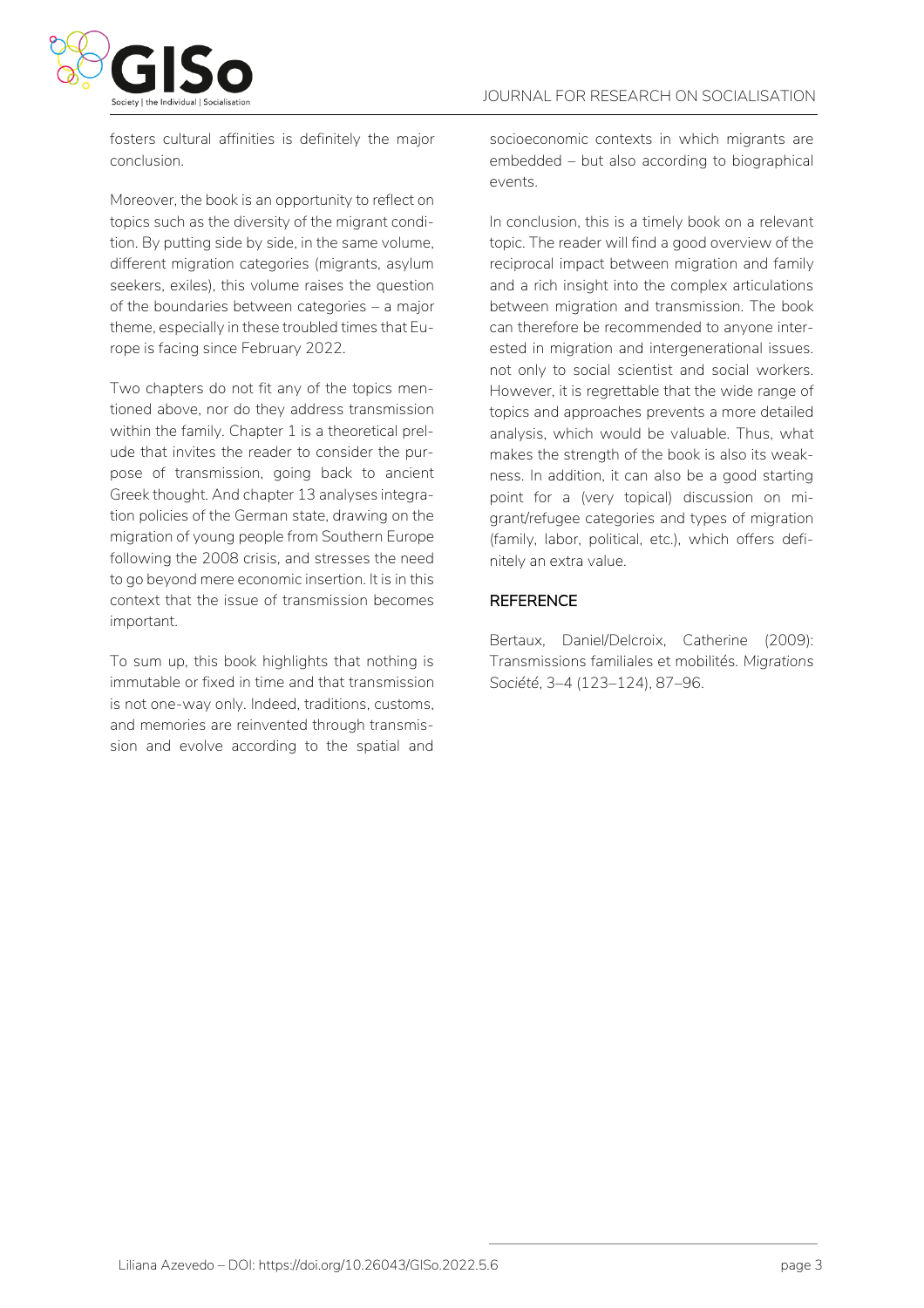fosters cultural affinities is definitely the major conclusion.

Moreover, the book is an opportunity to reflect on topics such as the diversity of the migrant condition. By putting side by side, in the same volume, different migration categories (migrants, asylum seekers, exiles), this volume raises the question of the boundaries between categories – a major theme, especially in these troubled times that Europe is facing since February 2022.

Two chapters do not fit any of the topics mentioned above, nor do they address transmission within the family. Chapter 1 is a theoretical prelude that invites the reader to consider the purpose of transmission, going back to ancient Greek thought. And chapter 13 analyses integration policies of the German state, drawing on the migration of young people from Southern Europe following the 2008 crisis, and stresses the need to go beyond mere economic insertion. It is in this context that the issue of transmission becomes important.

To sum up, this book highlights that nothing is immutable or fixed in time and that transmission is not one-way only. Indeed, traditions, customs, and memories are reinvented through transmission and evolve according to the spatial and socioeconomic contexts in which migrants are embedded – but also according to biographical events.

In conclusion, this is a timely book on a relevant topic. The reader will find a good overview of the reciprocal impact between migration and family and a rich insight into the complex articulations between migration and transmission. The book can therefore be recommended to anyone interested in migration and intergenerational issues. not only to social scientist and social workers. However, it is regrettable that the wide range of topics and approaches prevents a more detailed analysis, which would be valuable. Thus, what makes the strength of the book is also its weakness. In addition, it can also be a good starting point for a (very topical) discussion on migrant/refugee categories and types of migration (family, labor, political, etc.), which offers definitely an extra value.

## REFERENCE

Bertaux, Daniel/Delcroix, Catherine (2009): Transmissions familiales et mobilités. *Migrations Société*, 3–4 (123–124), 87–96.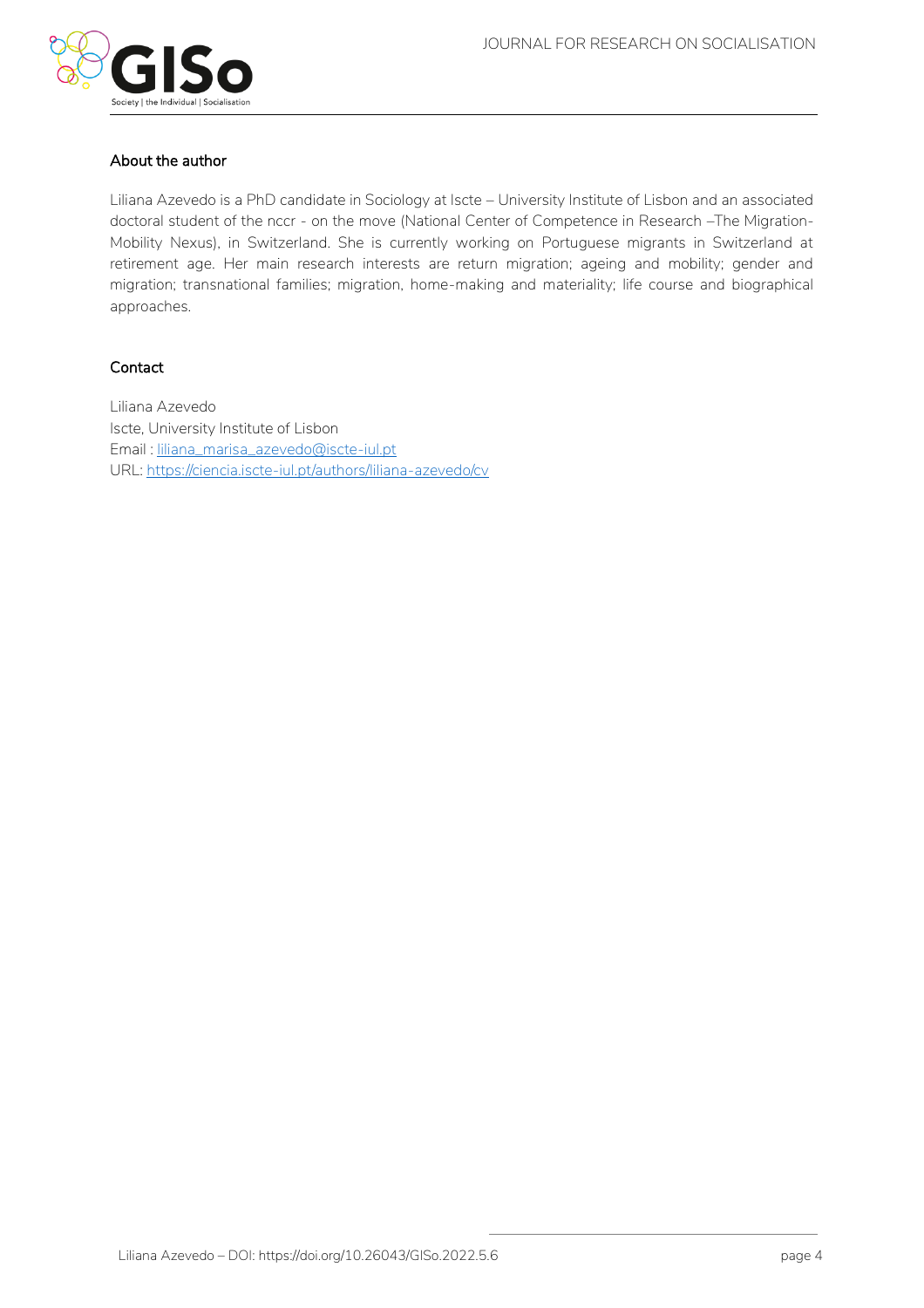## About the author

Liliana Azevedo is a PhD candidate in Sociology at Iscte – University Institute of Lisbon and an associated doctoral student of the nccr - on the move (National Center of Competence in Research –The Migration-Mobility Nexus), in Switzerland. She is currently working on Portuguese migrants in Switzerland at retirement age. Her main research interests are return migration; ageing and mobility; gender and migration; transnational families; migration, home-making and materiality; life course and biographical approaches.

## Contact

Liliana Azevedo
Iscte, University Institute of Lisbon
Email : liliana_marisa_azevedo@iscte-iul.pt
URL: https://ciencia.iscte-iul.pt/authors/liliana-azevedo/cv